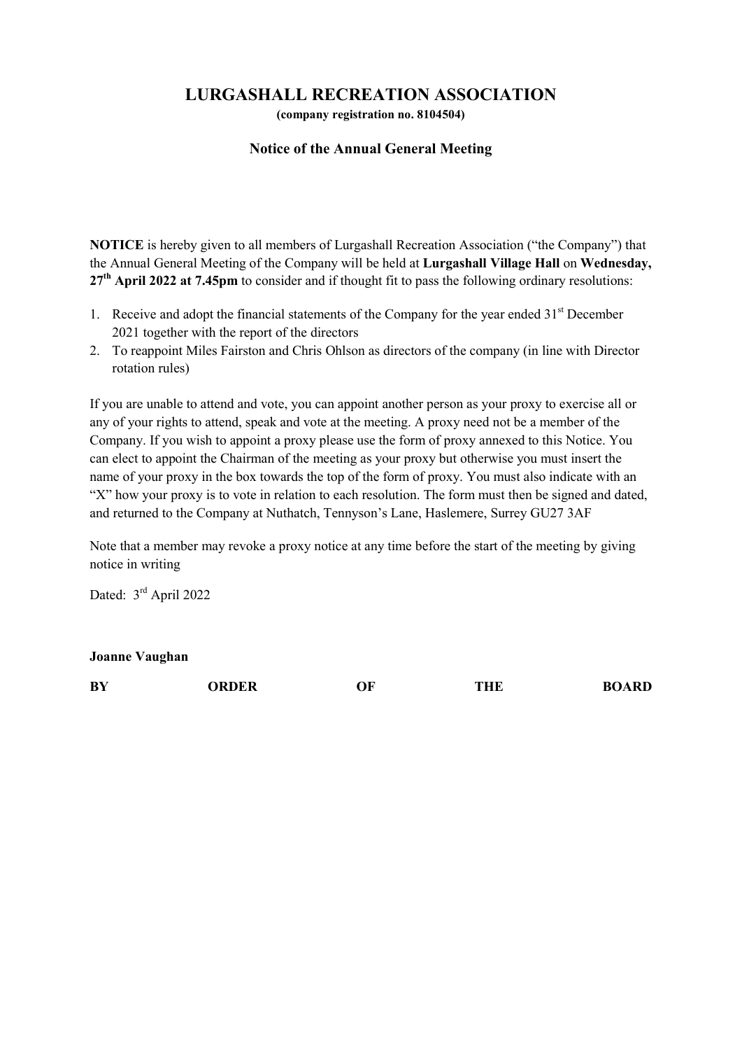# LURGASHALL RECREATION ASSOCIATION

**(company registration no. 8104504)**

## Notice of the Annual General Meeting

**NOTICE** is hereby given to all members of Lurgashall Recreation Association ("the Company") that the Annual General Meeting of the Company will be held at **Lurgashall Village Hall** on **Wednesday, 27th April 2022 at 7.45pm** to consider and if thought fit to pass the following ordinary resolutions:

1. Receive and adopt the financial statements of the Company for the year ended 31st December 2021 together with the report of the directors
2. To reappoint Miles Fairston and Chris Ohlson as directors of the company (in line with Director rotation rules)

If you are unable to attend and vote, you can appoint another person as your proxy to exercise all or any of your rights to attend, speak and vote at the meeting. A proxy need not be a member of the Company. If you wish to appoint a proxy please use the form of proxy annexed to this Notice. You can elect to appoint the Chairman of the meeting as your proxy but otherwise you must insert the name of your proxy in the box towards the top of the form of proxy. You must also indicate with an "X" how your proxy is to vote in relation to each resolution. The form must then be signed and dated, and returned to the Company at Nuthatch, Tennyson's Lane, Haslemere, Surrey GU27 3AF

Note that a member may revoke a proxy notice at any time before the start of the meeting by giving notice in writing

Dated: 3rd April 2022

**Joanne Vaughan**

**BY ORDER OF THE BOARD**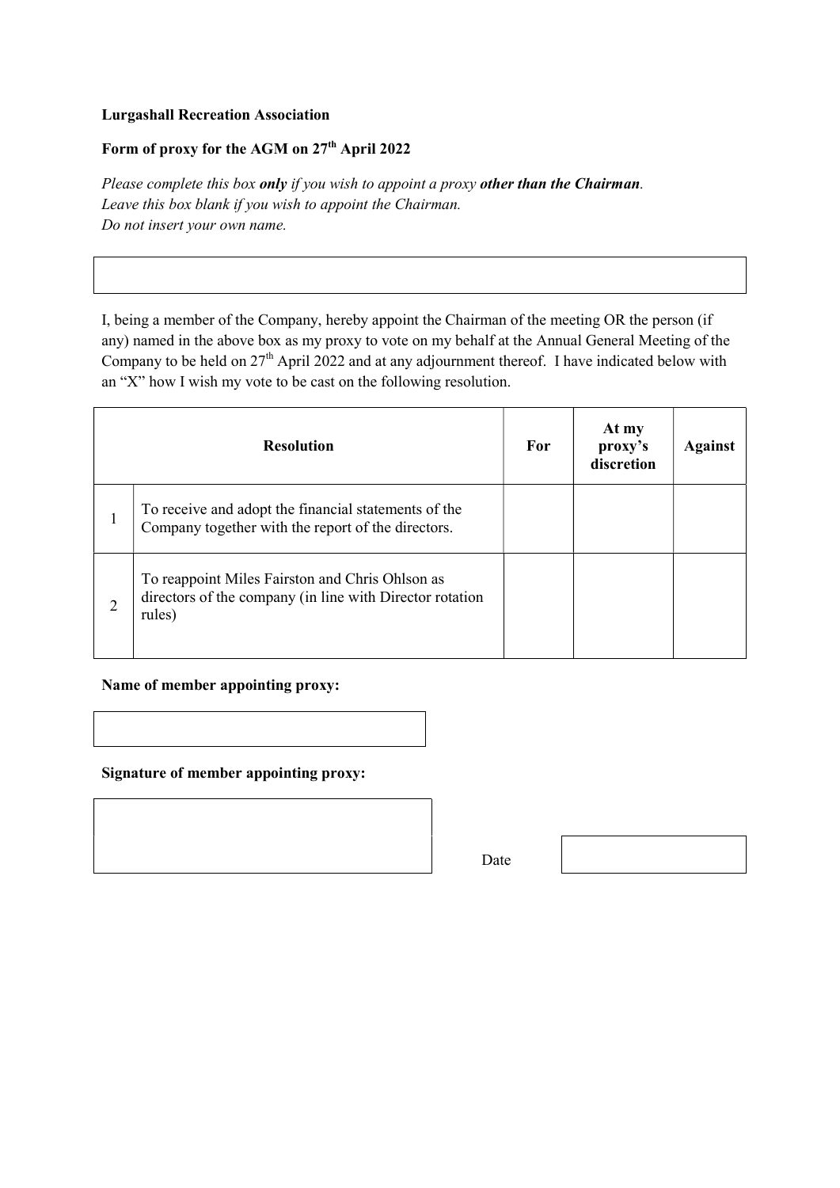**Lurgashall Recreation Association**

**Form of proxy for the AGM on 27th April 2022**

*Please complete this box **only** if you wish to appoint a proxy **other than the Chairman**.*
*Leave this box blank if you wish to appoint the Chairman.*
*Do not insert your own name.*

I, being a member of the Company, hereby appoint the Chairman of the meeting OR the person (if any) named in the above box as my proxy to vote on my behalf at the Annual General Meeting of the Company to be held on 27th April 2022 and at any adjournment thereof. I have indicated below with an "X" how I wish my vote to be cast on the following resolution.

| | Resolution | For | At my proxy's discretion | Against |
|---|---|---|---|---|
| 1 | To receive and adopt the financial statements of the Company together with the report of the directors. | | | |
| 2 | To reappoint Miles Fairston and Chris Ohlson as directors of the company (in line with Director rotation rules) | | | |

**Name of member appointing proxy:**

**Signature of member appointing proxy:**

Date